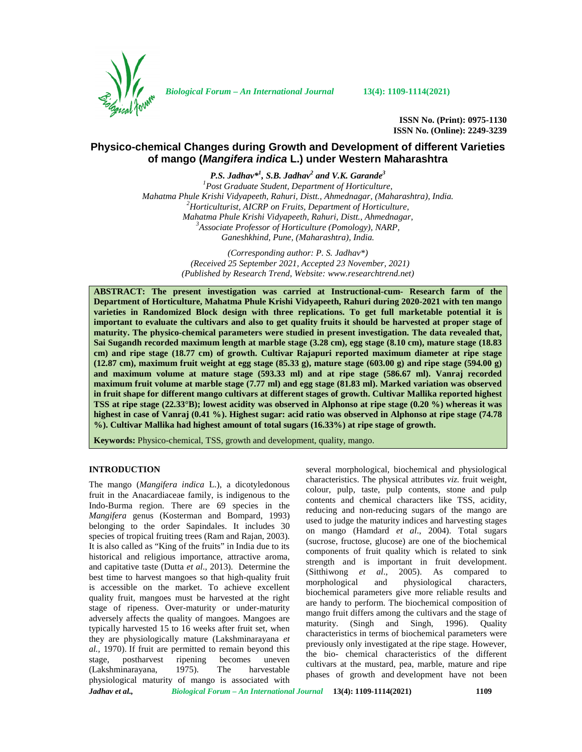ISSN No. (Print): 0975-1130
ISSN No. (Online): 2249-3239

# Physico-chemical Changes during Growth and Development of different Varieties of mango (*Mangifera indica* L.) under Western Maharashtra

***P.S. Jadhav*[1], S.B. Jadhav[2] and V.K. Garande[3]***

[1]*Post Graduate Student, Department of Horticulture, Mahatma Phule Krishi Vidyapeeth, Rahuri, Distt., Ahmednagar, (Maharashtra), India.*
[2]*Horticulturist, AICRP on Fruits, Department of Horticulture, Mahatma Phule Krishi Vidyapeeth, Rahuri, Distt., Ahmednagar,*
[3]*Associate Professor of Horticulture (Pomology), NARP, Ganeshkhind, Pune, (Maharashtra), India.*

*(Corresponding author: P. S. Jadhav\*)*
*(Received 25 September 2021, Accepted 23 November, 2021)*
*(Published by Research Trend, Website: www.researchtrend.net)*

**ABSTRACT: The present investigation was carried at Instructional-cum- Research farm of the Department of Horticulture, Mahatma Phule Krishi Vidyapeeth, Rahuri during 2020-2021 with ten mango varieties in Randomized Block design with three replications. To get full marketable potential it is important to evaluate the cultivars and also to get quality fruits it should be harvested at proper stage of maturity. The physico-chemical parameters were studied in present investigation. The data revealed that, Sai Sugandh recorded maximum length at marble stage (3.28 cm), egg stage (8.10 cm), mature stage (18.83 cm) and ripe stage (18.77 cm) of growth. Cultivar Rajapuri reported maximum diameter at ripe stage (12.87 cm), maximum fruit weight at egg stage (85.33 g), mature stage (603.00 g) and ripe stage (594.00 g) and maximum volume at mature stage (593.33 ml) and at ripe stage (586.67 ml). Vanraj recorded maximum fruit volume at marble stage (7.77 ml) and egg stage (81.83 ml). Marked variation was observed in fruit shape for different mango cultivars at different stages of growth. Cultivar Mallika reported highest TSS at ripe stage (22.33°B); lowest acidity was observed in Alphonso at ripe stage (0.20 %) whereas it was highest in case of Vanraj (0.41 %). Highest sugar: acid ratio was observed in Alphonso at ripe stage (74.78 %). Cultivar Mallika had highest amount of total sugars (16.33%) at ripe stage of growth.**

**Keywords:** Physico-chemical, TSS, growth and development, quality, mango.

## INTRODUCTION

The mango (*Mangifera indica* L.), a dicotyledonous fruit in the Anacardiaceae family, is indigenous to the Indo-Burma region. There are 69 species in the *Mangifera* genus (Kosterman and Bompard, 1993) belonging to the order Sapindales. It includes 30 species of tropical fruiting trees (Ram and Rajan, 2003). It is also called as "King of the fruits" in India due to its historical and religious importance, attractive aroma, and capitative taste (Dutta *et al*., 2013). Determine the best time to harvest mangoes so that high-quality fruit is accessible on the market. To achieve excellent quality fruit, mangoes must be harvested at the right stage of ripeness. Over-maturity or under-maturity adversely affects the quality of mangoes. Mangoes are typically harvested 15 to 16 weeks after fruit set, when they are physiologically mature (Lakshminarayana *et al.,* 1970). If fruit are permitted to remain beyond this stage, postharvest ripening becomes uneven (Lakshminarayana, 1975). The harvestable physiological maturity of mango is associated with several morphological, biochemical and physiological characteristics. The physical attributes *viz.* fruit weight, colour, pulp, taste, pulp contents, stone and pulp contents and chemical characters like TSS, acidity, reducing and non-reducing sugars of the mango are used to judge the maturity indices and harvesting stages on mango (Hamdard *et al*., 2004). Total sugars (sucrose, fructose, glucose) are one of the biochemical components of fruit quality which is related to sink strength and is important in fruit development. (Sitthiwong *et al*., 2005). As compared to morphological and physiological characters, biochemical parameters give more reliable results and are handy to perform. The biochemical composition of mango fruit differs among the cultivars and the stage of maturity. (Singh and Singh, 1996). Quality characteristics in terms of biochemical parameters were previously only investigated at the ripe stage. However, the bio- chemical characteristics of the different cultivars at the mustard, pea, marble, mature and ripe phases of growth and development have not been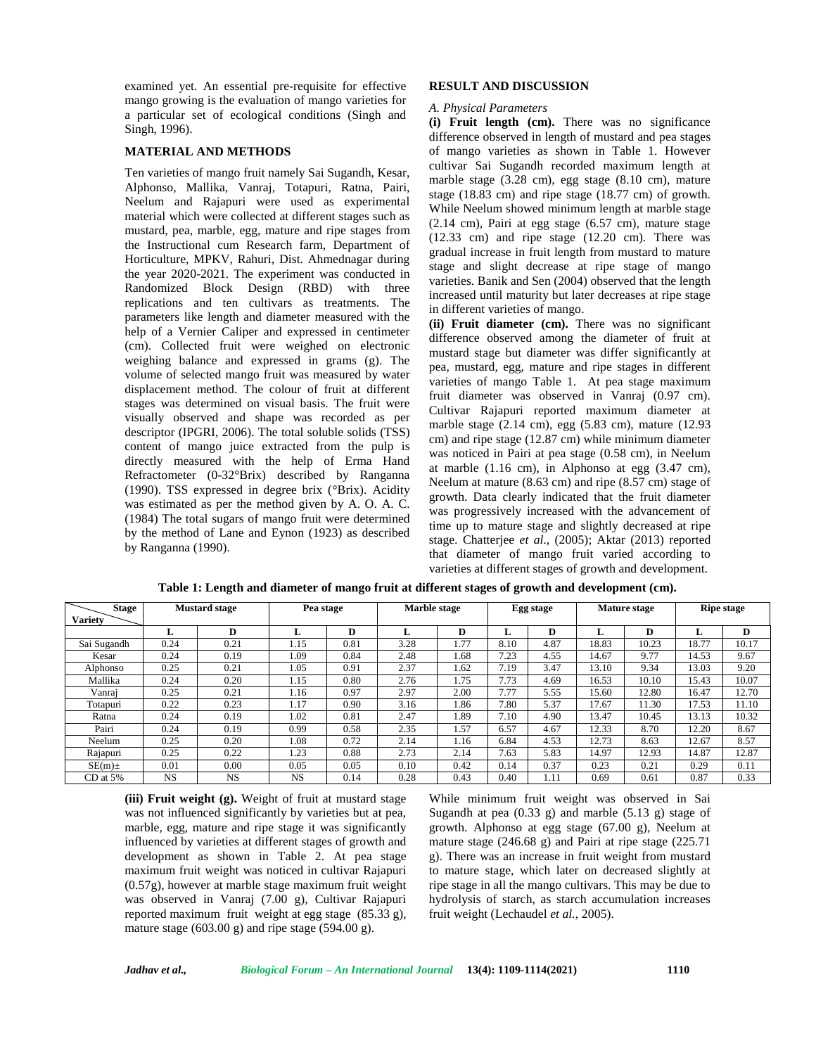examined yet. An essential pre-requisite for effective mango growing is the evaluation of mango varieties for a particular set of ecological conditions (Singh and Singh, 1996).

## MATERIAL AND METHODS

Ten varieties of mango fruit namely Sai Sugandh, Kesar, Alphonso, Mallika, Vanraj, Totapuri, Ratna, Pairi, Neelum and Rajapuri were used as experimental material which were collected at different stages such as mustard, pea, marble, egg, mature and ripe stages from the Instructional cum Research farm, Department of Horticulture, MPKV, Rahuri, Dist. Ahmednagar during the year 2020-2021. The experiment was conducted in Randomized Block Design (RBD) with three replications and ten cultivars as treatments. The parameters like length and diameter measured with the help of a Vernier Caliper and expressed in centimeter (cm). Collected fruit were weighed on electronic weighing balance and expressed in grams (g). The volume of selected mango fruit was measured by water displacement method. The colour of fruit at different stages was determined on visual basis. The fruit were visually observed and shape was recorded as per descriptor (IPGRI, 2006). The total soluble solids (TSS) content of mango juice extracted from the pulp is directly measured with the help of Erma Hand Refractometer (0-32°Brix) described by Ranganna (1990). TSS expressed in degree brix (°Brix). Acidity was estimated as per the method given by A. O. A. C. (1984) The total sugars of mango fruit were determined by the method of Lane and Eynon (1923) as described by Ranganna (1990).

## RESULT AND DISCUSSION

### *A. Physical Parameters*

**(i) Fruit length (cm).** There was no significance difference observed in length of mustard and pea stages of mango varieties as shown in Table 1. However cultivar Sai Sugandh recorded maximum length at marble stage (3.28 cm), egg stage (8.10 cm), mature stage (18.83 cm) and ripe stage (18.77 cm) of growth. While Neelum showed minimum length at marble stage (2.14 cm), Pairi at egg stage (6.57 cm), mature stage (12.33 cm) and ripe stage (12.20 cm). There was gradual increase in fruit length from mustard to mature stage and slight decrease at ripe stage of mango varieties. Banik and Sen (2004) observed that the length increased until maturity but later decreases at ripe stage in different varieties of mango.

**(ii) Fruit diameter (cm).** There was no significant difference observed among the diameter of fruit at mustard stage but diameter was differ significantly at pea, mustard, egg, mature and ripe stages in different varieties of mango Table 1. At pea stage maximum fruit diameter was observed in Vanraj (0.97 cm). Cultivar Rajapuri reported maximum diameter at marble stage (2.14 cm), egg (5.83 cm), mature (12.93 cm) and ripe stage (12.87 cm) while minimum diameter was noticed in Pairi at pea stage (0.58 cm), in Neelum at marble (1.16 cm), in Alphonso at egg (3.47 cm), Neelum at mature (8.63 cm) and ripe (8.57 cm) stage of growth. Data clearly indicated that the fruit diameter was progressively increased with the advancement of time up to mature stage and slightly decreased at ripe stage. Chatterjee *et al*., (2005); Aktar (2013) reported that diameter of mango fruit varied according to varieties at different stages of growth and development.

**Table 1: Length and diameter of mango fruit at different stages of growth and development (cm).**

| Stage / Variety | Mustard stage | | Pea stage | | Marble stage | | Egg stage | | Mature stage | | Ripe stage | |
|---|---|---|---|---|---|---|---|---|---|---|---|---|
| | L | D | L | D | L | D | L | D | L | D | L | D |
| Sai Sugandh | 0.24 | 0.21 | 1.15 | 0.81 | 3.28 | 1.77 | 8.10 | 4.87 | 18.83 | 10.23 | 18.77 | 10.17 |
| Kesar | 0.24 | 0.19 | 1.09 | 0.84 | 2.48 | 1.68 | 7.23 | 4.55 | 14.67 | 9.77 | 14.53 | 9.67 |
| Alphonso | 0.25 | 0.21 | 1.05 | 0.91 | 2.37 | 1.62 | 7.19 | 3.47 | 13.10 | 9.34 | 13.03 | 9.20 |
| Mallika | 0.24 | 0.20 | 1.15 | 0.80 | 2.76 | 1.75 | 7.73 | 4.69 | 16.53 | 10.10 | 15.43 | 10.07 |
| Vanraj | 0.25 | 0.21 | 1.16 | 0.97 | 2.97 | 2.00 | 7.77 | 5.55 | 15.60 | 12.80 | 16.47 | 12.70 |
| Totapuri | 0.22 | 0.23 | 1.17 | 0.90 | 3.16 | 1.86 | 7.80 | 5.37 | 17.67 | 11.30 | 17.53 | 11.10 |
| Ratna | 0.24 | 0.19 | 1.02 | 0.81 | 2.47 | 1.89 | 7.10 | 4.90 | 13.47 | 10.45 | 13.13 | 10.32 |
| Pairi | 0.24 | 0.19 | 0.99 | 0.58 | 2.35 | 1.57 | 6.57 | 4.67 | 12.33 | 8.70 | 12.20 | 8.67 |
| Neelum | 0.25 | 0.20 | 1.08 | 0.72 | 2.14 | 1.16 | 6.84 | 4.53 | 12.73 | 8.63 | 12.67 | 8.57 |
| Rajapuri | 0.25 | 0.22 | 1.23 | 0.88 | 2.73 | 2.14 | 7.63 | 5.83 | 14.97 | 12.93 | 14.87 | 12.87 |
| SE(m)± | 0.01 | 0.00 | 0.05 | 0.05 | 0.10 | 0.42 | 0.14 | 0.37 | 0.23 | 0.21 | 0.29 | 0.11 |
| CD at 5% | NS | NS | NS | 0.14 | 0.28 | 0.43 | 0.40 | 1.11 | 0.69 | 0.61 | 0.87 | 0.33 |

**(iii) Fruit weight (g).** Weight of fruit at mustard stage was not influenced significantly by varieties but at pea, marble, egg, mature and ripe stage it was significantly influenced by varieties at different stages of growth and development as shown in Table 2. At pea stage maximum fruit weight was noticed in cultivar Rajapuri (0.57g), however at marble stage maximum fruit weight was observed in Vanraj (7.00 g), Cultivar Rajapuri reported maximum fruit weight at egg stage (85.33 g), mature stage (603.00 g) and ripe stage (594.00 g). While minimum fruit weight was observed in Sai Sugandh at pea (0.33 g) and marble (5.13 g) stage of growth. Alphonso at egg stage (67.00 g), Neelum at mature stage (246.68 g) and Pairi at ripe stage (225.71 g). There was an increase in fruit weight from mustard to mature stage, which later on decreased slightly at ripe stage in all the mango cultivars. This may be due to hydrolysis of starch, as starch accumulation increases fruit weight (Lechaudel *et al.,* 2005).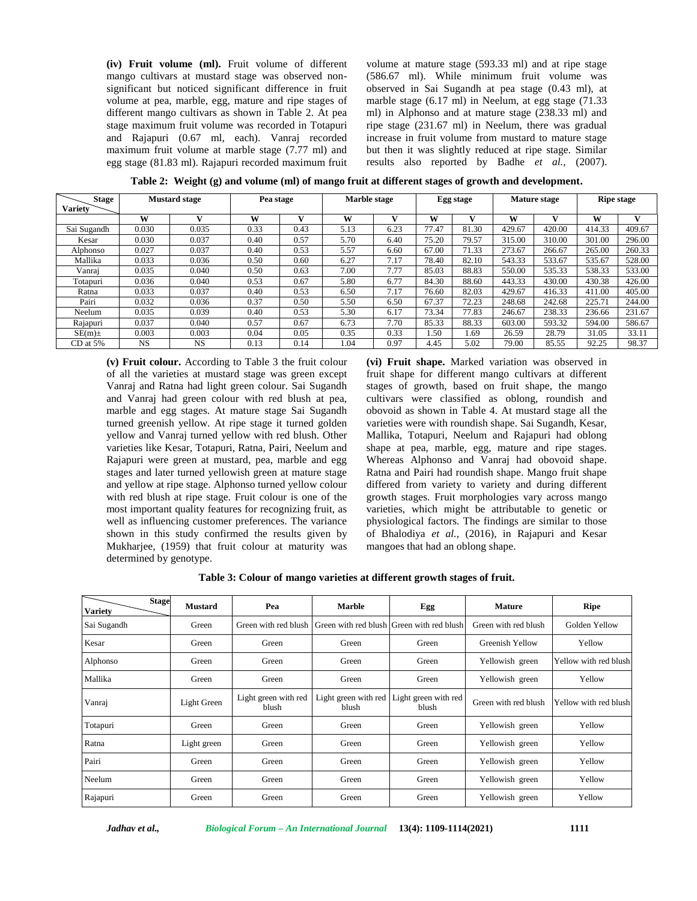**(iv) Fruit volume (ml).** Fruit volume of different mango cultivars at mustard stage was observed non-significant but noticed significant difference in fruit volume at pea, marble, egg, mature and ripe stages of different mango cultivars as shown in Table 2. At pea stage maximum fruit volume was recorded in Totapuri and Rajapuri (0.67 ml, each). Vanraj recorded maximum fruit volume at marble stage (7.77 ml) and egg stage (81.83 ml). Rajapuri recorded maximum fruit volume at mature stage (593.33 ml) and at ripe stage (586.67 ml). While minimum fruit volume was observed in Sai Sugandh at pea stage (0.43 ml), at marble stage (6.17 ml) in Neelum, at egg stage (71.33 ml) in Alphonso and at mature stage (238.33 ml) and ripe stage (231.67 ml) in Neelum, there was gradual increase in fruit volume from mustard to mature stage but then it was slightly reduced at ripe stage. Similar results also reported by Badhe *et al.,* (2007).

**Table 2: Weight (g) and volume (ml) of mango fruit at different stages of growth and development.**

| Stage / Variety | Mustard stage | | Pea stage | | Marble stage | | Egg stage | | Mature stage | | Ripe stage | |
|---|---|---|---|---|---|---|---|---|---|---|---|---|
| | W | V | W | V | W | V | W | V | W | V | W | V |
| Sai Sugandh | 0.030 | 0.035 | 0.33 | 0.43 | 5.13 | 6.23 | 77.47 | 81.30 | 429.67 | 420.00 | 414.33 | 409.67 |
| Kesar | 0.030 | 0.037 | 0.40 | 0.57 | 5.70 | 6.40 | 75.20 | 79.57 | 315.00 | 310.00 | 301.00 | 296.00 |
| Alphonso | 0.027 | 0.037 | 0.40 | 0.53 | 5.57 | 6.60 | 67.00 | 71.33 | 273.67 | 266.67 | 265.00 | 260.33 |
| Mallika | 0.033 | 0.036 | 0.50 | 0.60 | 6.27 | 7.17 | 78.40 | 82.10 | 543.33 | 533.67 | 535.67 | 528.00 |
| Vanraj | 0.035 | 0.040 | 0.50 | 0.63 | 7.00 | 7.77 | 85.03 | 88.83 | 550.00 | 535.33 | 538.33 | 533.00 |
| Totapuri | 0.036 | 0.040 | 0.53 | 0.67 | 5.80 | 6.77 | 84.30 | 88.60 | 443.33 | 430.00 | 430.38 | 426.00 |
| Ratna | 0.033 | 0.037 | 0.40 | 0.53 | 6.50 | 7.17 | 76.60 | 82.03 | 429.67 | 416.33 | 411.00 | 405.00 |
| Pairi | 0.032 | 0.036 | 0.37 | 0.50 | 5.50 | 6.50 | 67.37 | 72.23 | 248.68 | 242.68 | 225.71 | 244.00 |
| Neelum | 0.035 | 0.039 | 0.40 | 0.53 | 5.30 | 6.17 | 73.34 | 77.83 | 246.67 | 238.33 | 236.66 | 231.67 |
| Rajapuri | 0.037 | 0.040 | 0.57 | 0.67 | 6.73 | 7.70 | 85.33 | 88.33 | 603.00 | 593.32 | 594.00 | 586.67 |
| SE(m)± | 0.003 | 0.003 | 0.04 | 0.05 | 0.35 | 0.33 | 1.50 | 1.69 | 26.59 | 28.79 | 31.05 | 33.11 |
| CD at 5% | NS | NS | 0.13 | 0.14 | 1.04 | 0.97 | 4.45 | 5.02 | 79.00 | 85.55 | 92.25 | 98.37 |

**(v) Fruit colour.** According to Table 3 the fruit colour of all the varieties at mustard stage was green except Vanraj and Ratna had light green colour. Sai Sugandh and Vanraj had green colour with red blush at pea, marble and egg stages. At mature stage Sai Sugandh turned greenish yellow. At ripe stage it turned golden yellow and Vanraj turned yellow with red blush. Other varieties like Kesar, Totapuri, Ratna, Pairi, Neelum and Rajapuri were green at mustard, pea, marble and egg stages and later turned yellowish green at mature stage and yellow at ripe stage. Alphonso turned yellow colour with red blush at ripe stage. Fruit colour is one of the most important quality features for recognizing fruit, as well as influencing customer preferences. The variance shown in this study confirmed the results given by Mukharjee, (1959) that fruit colour at maturity was determined by genotype.

**(vi) Fruit shape.** Marked variation was observed in fruit shape for different mango cultivars at different stages of growth, based on fruit shape, the mango cultivars were classified as oblong, roundish and obovoid as shown in Table 4. At mustard stage all the varieties were with roundish shape. Sai Sugandh, Kesar, Mallika, Totapuri, Neelum and Rajapuri had oblong shape at pea, marble, egg, mature and ripe stages. Whereas Alphonso and Vanraj had obovoid shape. Ratna and Pairi had roundish shape. Mango fruit shape differed from variety to variety and during different growth stages. Fruit morphologies vary across mango varieties, which might be attributable to genetic or physiological factors. The findings are similar to those of Bhalodiya *et al.,* (2016), in Rajapuri and Kesar mangoes that had an oblong shape.

**Table 3: Colour of mango varieties at different growth stages of fruit.**

| Stage / Variety | Mustard | Pea | Marble | Egg | Mature | Ripe |
|---|---|---|---|---|---|---|
| Sai Sugandh | Green | Green with red blush | Green with red blush | Green with red blush | Green with red blush | Golden Yellow |
| Kesar | Green | Green | Green | Green | Greenish Yellow | Yellow |
| Alphonso | Green | Green | Green | Green | Yellowish green | Yellow with red blush |
| Mallika | Green | Green | Green | Green | Yellowish green | Yellow |
| Vanraj | Light Green | Light green with red blush | Light green with red blush | Light green with red blush | Green with red blush | Yellow with red blush |
| Totapuri | Green | Green | Green | Green | Yellowish green | Yellow |
| Ratna | Light green | Green | Green | Green | Yellowish green | Yellow |
| Pairi | Green | Green | Green | Green | Yellowish green | Yellow |
| Neelum | Green | Green | Green | Green | Yellowish green | Yellow |
| Rajapuri | Green | Green | Green | Green | Yellowish green | Yellow |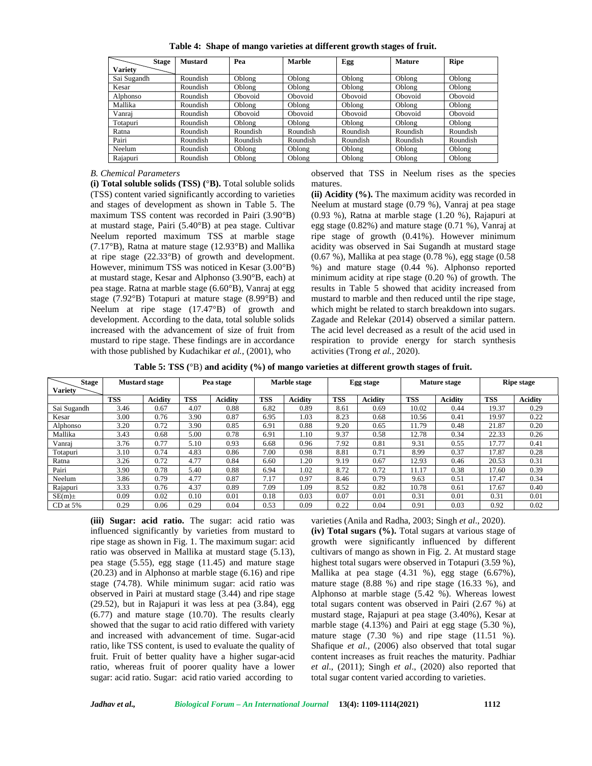**Table 4: Shape of mango varieties at different growth stages of fruit.**

| Variety \ Stage | Mustard | Pea | Marble | Egg | Mature | Ripe |
|---|---|---|---|---|---|---|
| Sai Sugandh | Roundish | Oblong | Oblong | Oblong | Oblong | Oblong |
| Kesar | Roundish | Oblong | Oblong | Oblong | Oblong | Oblong |
| Alphonso | Roundish | Obovoid | Obovoid | Obovoid | Obovoid | Obovoid |
| Mallika | Roundish | Oblong | Oblong | Oblong | Oblong | Oblong |
| Vanraj | Roundish | Obovoid | Obovoid | Obovoid | Obovoid | Obovoid |
| Totapuri | Roundish | Oblong | Oblong | Oblong | Oblong | Oblong |
| Ratna | Roundish | Roundish | Roundish | Roundish | Roundish | Roundish |
| Pairi | Roundish | Roundish | Roundish | Roundish | Roundish | Roundish |
| Neelum | Roundish | Oblong | Oblong | Oblong | Oblong | Oblong |
| Rajapuri | Roundish | Oblong | Oblong | Oblong | Oblong | Oblong |

*B. Chemical Parameters*

**(i) Total soluble solids (TSS) (°B).** Total soluble solids (TSS) content varied significantly according to varieties and stages of development as shown in Table 5. The maximum TSS content was recorded in Pairi (3.90°B) at mustard stage, Pairi (5.40°B) at pea stage. Cultivar Neelum reported maximum TSS at marble stage (7.17°B), Ratna at mature stage (12.93°B) and Mallika at ripe stage (22.33°B) of growth and development. However, minimum TSS was noticed in Kesar (3.00°B) at mustard stage, Kesar and Alphonso (3.90°B, each) at pea stage. Ratna at marble stage (6.60°B), Vanraj at egg stage (7.92°B) Totapuri at mature stage (8.99°B) and Neelum at ripe stage (17.47°B) of growth and development. According to the data, total soluble solids increased with the advancement of size of fruit from mustard to ripe stage. These findings are in accordance with those published by Kudachikar *et al.*, (2001), who observed that TSS in Neelum rises as the species matures.

**(ii) Acidity (%).** The maximum acidity was recorded in Neelum at mustard stage (0.79 %), Vanraj at pea stage (0.93 %), Ratna at marble stage (1.20 %), Rajapuri at egg stage (0.82%) and mature stage (0.71 %), Vanraj at ripe stage of growth (0.41%). However minimum acidity was observed in Sai Sugandh at mustard stage (0.67 %), Mallika at pea stage (0.78 %), egg stage (0.58 %) and mature stage (0.44 %). Alphonso reported minimum acidity at ripe stage (0.20 %) of growth. The results in Table 5 showed that acidity increased from mustard to marble and then reduced until the ripe stage, which might be related to starch breakdown into sugars. Zagade and Relekar (2014) observed a similar pattern. The acid level decreased as a result of the acid used in respiration to provide energy for starch synthesis activities (Trong *et al.*, 2020).

**Table 5: TSS (°B) and acidity (%) of mango varieties at different growth stages of fruit.**

| Variety \ Stage | Mustard stage | | Pea stage | | Marble stage | | Egg stage | | Mature stage | | Ripe stage | |
|---|---|---|---|---|---|---|---|---|---|---|---|---|
| | **TSS** | **Acidity** | **TSS** | **Acidity** | **TSS** | **Acidity** | **TSS** | **Acidity** | **TSS** | **Acidity** | **TSS** | **Acidity** |
| Sai Sugandh | 3.46 | 0.67 | 4.07 | 0.88 | 6.82 | 0.89 | 8.61 | 0.69 | 10.02 | 0.44 | 19.37 | 0.29 |
| Kesar | 3.00 | 0.76 | 3.90 | 0.87 | 6.95 | 1.03 | 8.23 | 0.68 | 10.56 | 0.41 | 19.97 | 0.22 |
| Alphonso | 3.20 | 0.72 | 3.90 | 0.85 | 6.91 | 0.88 | 9.20 | 0.65 | 11.79 | 0.48 | 21.87 | 0.20 |
| Mallika | 3.43 | 0.68 | 5.00 | 0.78 | 6.91 | 1.10 | 9.37 | 0.58 | 12.78 | 0.34 | 22.33 | 0.26 |
| Vanraj | 3.76 | 0.77 | 5.10 | 0.93 | 6.68 | 0.96 | 7.92 | 0.81 | 9.31 | 0.55 | 17.77 | 0.41 |
| Totapuri | 3.10 | 0.74 | 4.83 | 0.86 | 7.00 | 0.98 | 8.81 | 0.71 | 8.99 | 0.37 | 17.87 | 0.28 |
| Ratna | 3.26 | 0.72 | 4.77 | 0.84 | 6.60 | 1.20 | 9.19 | 0.67 | 12.93 | 0.46 | 20.53 | 0.31 |
| Pairi | 3.90 | 0.78 | 5.40 | 0.88 | 6.94 | 1.02 | 8.72 | 0.72 | 11.17 | 0.38 | 17.60 | 0.39 |
| Neelum | 3.86 | 0.79 | 4.77 | 0.87 | 7.17 | 0.97 | 8.46 | 0.79 | 9.63 | 0.51 | 17.47 | 0.34 |
| Rajapuri | 3.33 | 0.76 | 4.37 | 0.89 | 7.09 | 1.09 | 8.52 | 0.82 | 10.78 | 0.61 | 17.67 | 0.40 |
| SE(m)± | 0.09 | 0.02 | 0.10 | 0.01 | 0.18 | 0.03 | 0.07 | 0.01 | 0.31 | 0.01 | 0.31 | 0.01 |
| CD at 5% | 0.29 | 0.06 | 0.29 | 0.04 | 0.53 | 0.09 | 0.22 | 0.04 | 0.91 | 0.03 | 0.92 | 0.02 |

**(iii) Sugar: acid ratio.** The sugar: acid ratio was influenced significantly by varieties from mustard to ripe stage as shown in Fig. 1. The maximum sugar: acid ratio was observed in Mallika at mustard stage (5.13), pea stage (5.55), egg stage (11.45) and mature stage (20.23) and in Alphonso at marble stage (6.16) and ripe stage (74.78). While minimum sugar: acid ratio was observed in Pairi at mustard stage (3.44) and ripe stage (29.52), but in Rajapuri it was less at pea (3.84), egg (6.77) and mature stage (10.70). The results clearly showed that the sugar to acid ratio differed with variety and increased with advancement of time. Sugar-acid ratio, like TSS content, is used to evaluate the quality of fruit. Fruit of better quality have a higher sugar-acid ratio, whereas fruit of poorer quality have a lower sugar: acid ratio. Sugar: acid ratio varied according to varieties (Anila and Radha, 2003; Singh *et al*., 2020).

**(iv) Total sugars (%).** Total sugars at various stage of growth were significantly influenced by different cultivars of mango as shown in Fig. 2. At mustard stage highest total sugars were observed in Totapuri (3.59 %), Mallika at pea stage (4.31 %), egg stage (6.67%), mature stage (8.88 %) and ripe stage (16.33 %), and Alphonso at marble stage (5.42 %). Whereas lowest total sugars content was observed in Pairi (2.67 %) at mustard stage, Rajapuri at pea stage (3.40%), Kesar at marble stage (4.13%) and Pairi at egg stage (5.30 %), mature stage (7.30 %) and ripe stage (11.51 %). Shafique *et al.*, (2006) also observed that total sugar content increases as fruit reaches the maturity. Padhiar *et al*., (2011); Singh *et al*., (2020) also reported that total sugar content varied according to varieties.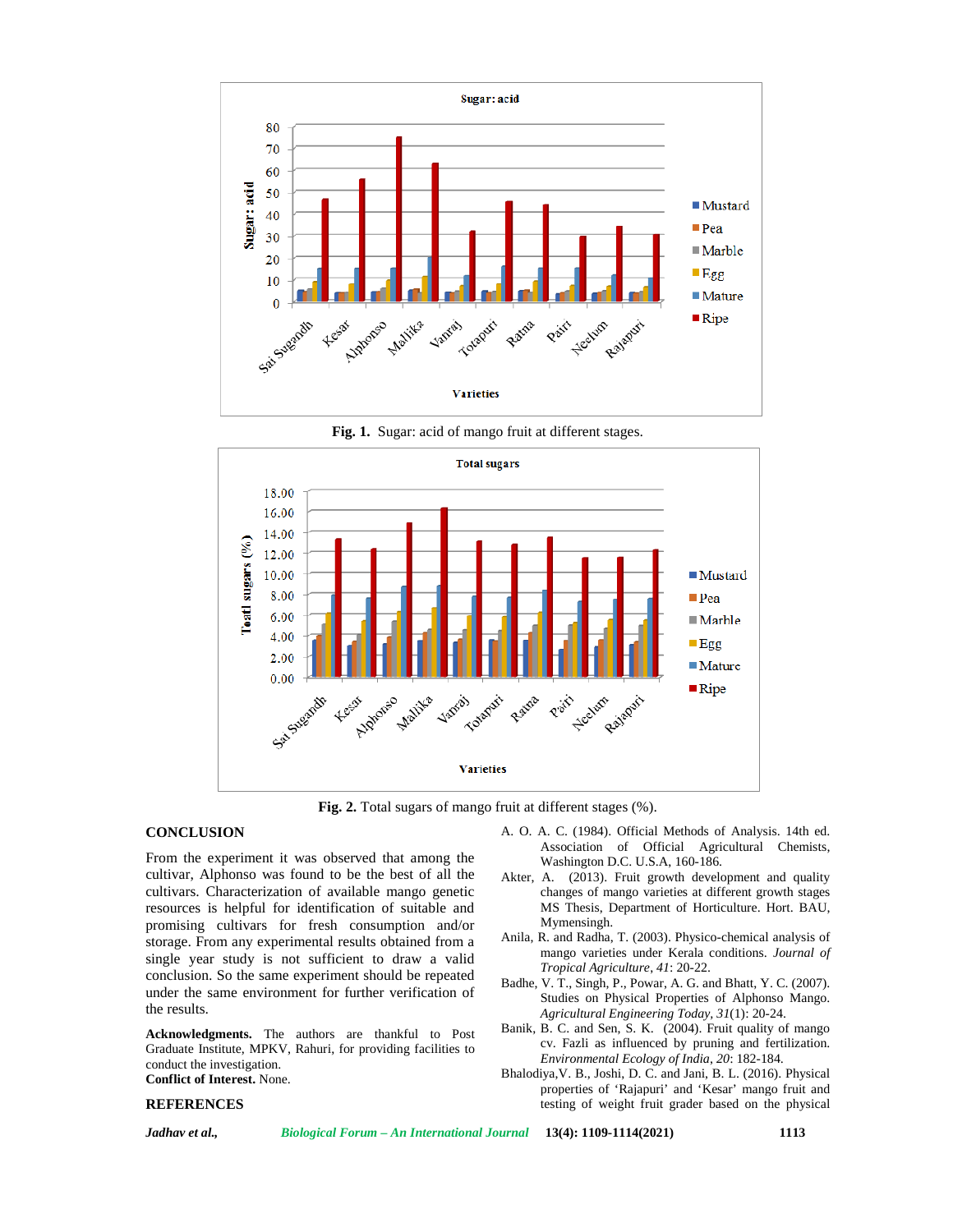Fig. 1. Sugar: acid of mango fruit at different stages.

Fig. 2. Total sugars of mango fruit at different stages (%).

## CONCLUSION

From the experiment it was observed that among the cultivar, Alphonso was found to be the best of all the cultivars. Characterization of available mango genetic resources is helpful for identification of suitable and promising cultivars for fresh consumption and/or storage. From any experimental results obtained from a single year study is not sufficient to draw a valid conclusion. So the same experiment should be repeated under the same environment for further verification of the results.

**Acknowledgments.** The authors are thankful to Post Graduate Institute, MPKV, Rahuri, for providing facilities to conduct the investigation.

**Conflict of Interest.** None.

## REFERENCES

A. O. A. C. (1984). Official Methods of Analysis. 14th ed. Association of Official Agricultural Chemists, Washington D.C. U.S.A, 160-186.

Akter, A. (2013). Fruit growth development and quality changes of mango varieties at different growth stages MS Thesis, Department of Horticulture. Hort. BAU, Mymensingh.

Anila, R. and Radha, T. (2003). Physico-chemical analysis of mango varieties under Kerala conditions. *Journal of Tropical Agriculture*, *41*: 20-22.

Badhe, V. T., Singh, P., Powar, A. G. and Bhatt, Y. C. (2007). Studies on Physical Properties of Alphonso Mango. *Agricultural Engineering Today*, *31*(1): 20-24.

Banik, B. C. and Sen, S. K. (2004). Fruit quality of mango cv. Fazli as influenced by pruning and fertilization. *Environmental Ecology of India*, *20*: 182-184.

Bhalodiya,V. B., Joshi, D. C. and Jani, B. L. (2016). Physical properties of 'Rajapuri' and 'Kesar' mango fruit and testing of weight fruit grader based on the physical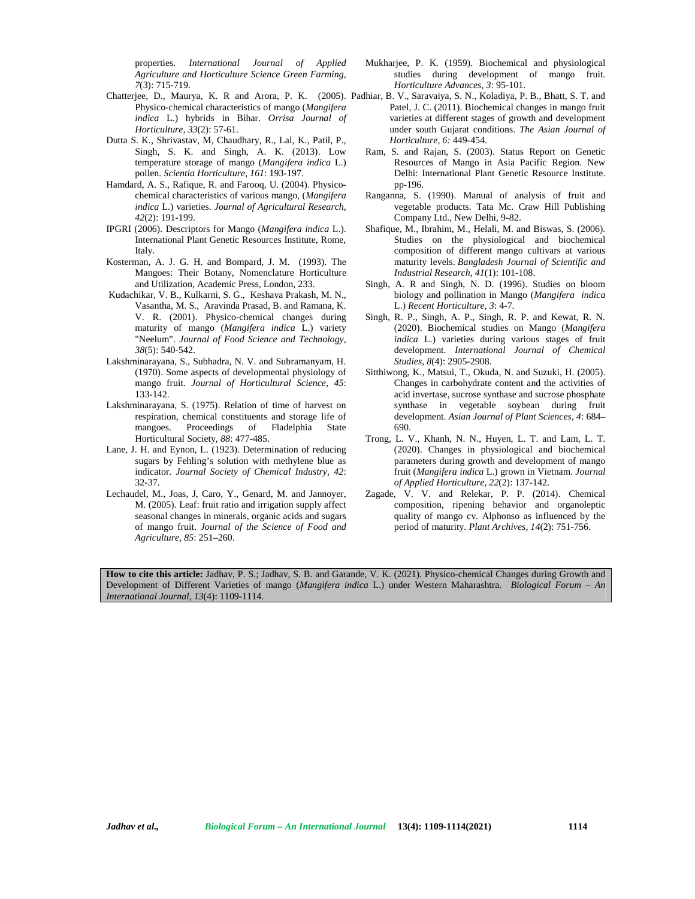properties. *International Journal of Applied Agriculture and Horticulture Science Green Farming, 7*(3): 715-719.

Chatterjee, D., Maurya, K. R and Arora, P. K. (2005). Physico-chemical characteristics of mango (*Mangifera indica* L.) hybrids in Bihar. *Orrisa Journal of Horticulture, 33*(2): 57-61.

Dutta S. K., Shrivastav, M, Chaudhary, R., Lal, K., Patil, P., Singh, S. K. and Singh, A. K. (2013). Low temperature storage of mango (*Mangifera indica* L.) pollen. *Scientia Horticulture, 161*: 193-197.

Hamdard, A. S., Rafique, R. and Farooq, U. (2004). Physico-chemical characteristics of various mango, (*Mangifera indica* L.) varieties. *Journal of Agricultural Research, 42*(2): 191-199.

IPGRI (2006). Descriptors for Mango (*Mangifera indica* L.). International Plant Genetic Resources Institute, Rome, Italy.

Kosterman, A. J. G. H. and Bompard, J. M. (1993). The Mangoes: Their Botany, Nomenclature Horticulture and Utilization, Academic Press, London, 233.

Kudachikar, V. B., Kulkarni, S. G., Keshava Prakash, M. N., Vasantha, M. S., Aravinda Prasad, B. and Ramana, K. V. R. (2001). Physico-chemical changes during maturity of mango (*Mangifera indica* L.) variety "Neelum". *Journal of Food Science and Technology, 38*(5): 540-542.

Lakshminarayana, S., Subhadra, N. V. and Subramanyam, H. (1970). Some aspects of developmental physiology of mango fruit. *Journal of Horticultural Science, 45*: 133-142.

Lakshminarayana, S. (1975). Relation of time of harvest on respiration, chemical constituents and storage life of mangoes. Proceedings of Fladelphia State Horticultural Society, *88*: 477-485.

Lane, J. H. and Eynon, L. (1923). Determination of reducing sugars by Fehling's solution with methylene blue as indicator. *Journal Society of Chemical Industry, 42*: 32-37.

Lechaudel, M., Joas, J, Caro, Y., Genard, M. and Jannoyer, M. (2005). Leaf: fruit ratio and irrigation supply affect seasonal changes in minerals, organic acids and sugars of mango fruit. *Journal of the Science of Food and Agriculture, 85*: 251–260.

Mukharjee, P. K. (1959). Biochemical and physiological studies during development of mango fruit. *Horticulture Advances, 3*: 95-101.

Padhiar, B. V., Saravaiya, S. N., Koladiya, P. B., Bhatt, S. T. and Patel, J. C. (2011). Biochemical changes in mango fruit varieties at different stages of growth and development under south Gujarat conditions. *The Asian Journal of Horticulture, 6:* 449-454.

Ram, S. and Rajan, S. (2003). Status Report on Genetic Resources of Mango in Asia Pacific Region. New Delhi: International Plant Genetic Resource Institute. pp-196.

Ranganna, S. (1990). Manual of analysis of fruit and vegetable products. Tata Mc. Craw Hill Publishing Company Ltd., New Delhi, 9-82.

Shafique, M., Ibrahim, M., Helali, M. and Biswas, S. (2006). Studies on the physiological and biochemical composition of different mango cultivars at various maturity levels. *Bangladesh Journal of Scientific and Industrial Research, 41*(1): 101-108.

Singh, A. R and Singh, N. D. (1996). Studies on bloom biology and pollination in Mango (*Mangifera indica* L.) *Recent Horticulture, 3*: 4-7.

Singh, R. P., Singh, A. P., Singh, R. P. and Kewat, R. N. (2020). Biochemical studies on Mango (*Mangifera indica* L.) varieties during various stages of fruit development. *International Journal of Chemical Studies, 8*(4): 2905-2908.

Sitthiwong, K., Matsui, T., Okuda, N. and Suzuki, H. (2005). Changes in carbohydrate content and the activities of acid invertase, sucrose synthase and sucrose phosphate synthase in vegetable soybean during fruit development. *Asian Journal of Plant Sciences, 4*: 684–690.

Trong, L. V., Khanh, N. N., Huyen, L. T. and Lam, L. T. (2020). Changes in physiological and biochemical parameters during growth and development of mango fruit (*Mangifera indica* L.) grown in Vietnam. *Journal of Applied Horticulture, 22*(2): 137-142.

Zagade, V. V. and Relekar, P. P. (2014). Chemical composition, ripening behavior and organoleptic quality of mango cv. Alphonso as influenced by the period of maturity. *Plant Archives, 14*(2): 751-756.

**How to cite this article:** Jadhav, P. S.; Jadhav, S. B. and Garande, V. K. (2021). Physico-chemical Changes during Growth and Development of Different Varieties of mango (*Mangifera indica* L.) under Western Maharashtra. *Biological Forum – An International Journal, 13*(4): 1109-1114.